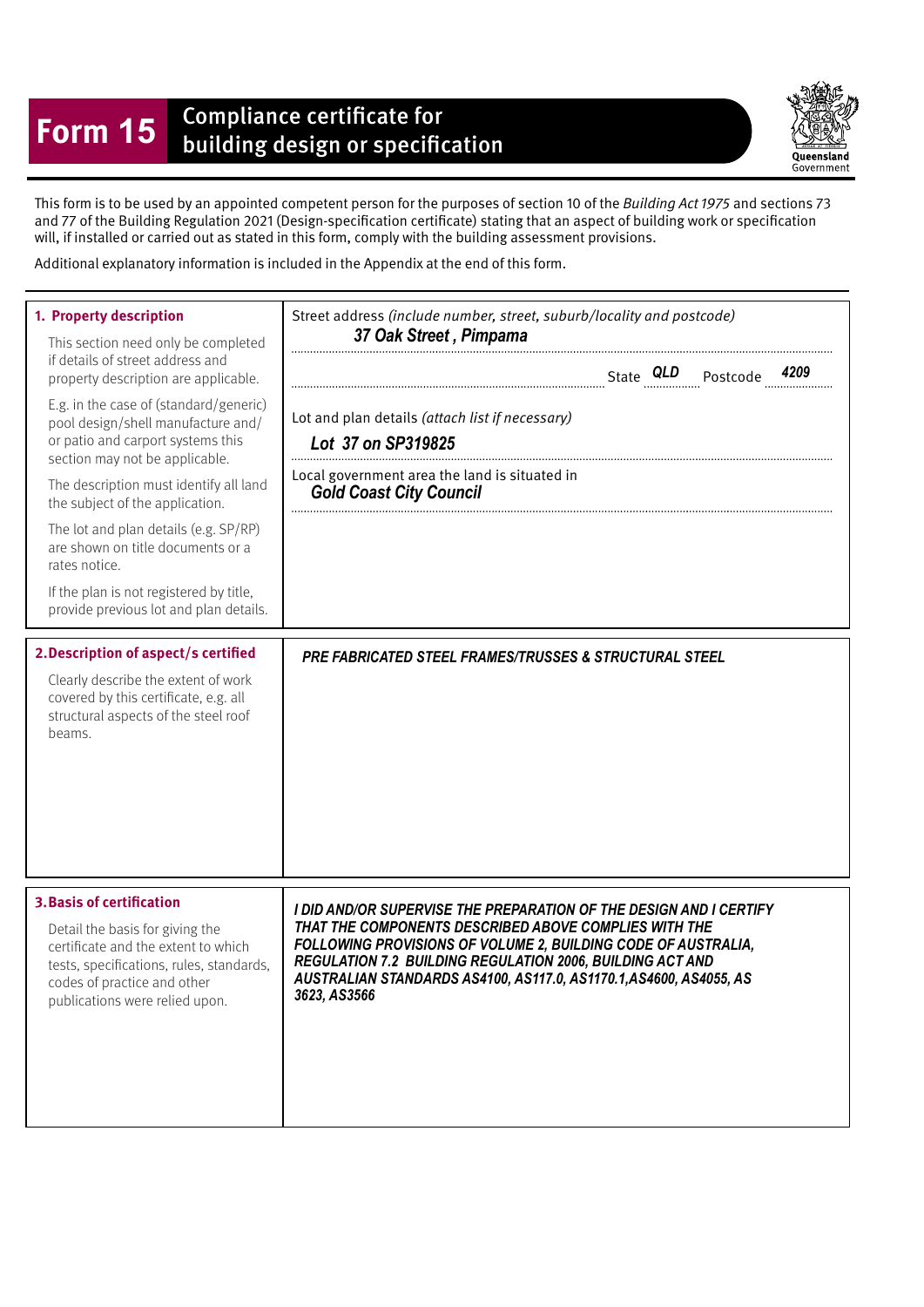# Form 15 Compliance certificate for building design or specification

Queensland Government

This form is to be used by an appointed competent person for the purposes of section 10 of the *Building Act 1975* and sections 73 and 77 of the Building Regulation 2021 (Design-specification certificate) stating that an aspect of building work or specification will, if installed or carried out as stated in this form, comply with the building assessment provisions.

Additional explanatory information is included in the Appendix at the end of this form.

| | |
|---|---|
| **1. Property description**<br><br>This section need only be completed if details of street address and property description are applicable.<br><br>E.g. in the case of (standard/generic) pool design/shell manufacture and/or patio and carport systems this section may not be applicable.<br><br>The description must identify all land the subject of the application.<br><br>The lot and plan details (e.g. SP/RP) are shown on title documents or a rates notice.<br><br>If the plan is not registered by title, provide previous lot and plan details. | Street address *(include number, street, suburb/locality and postcode)*<br>***37 Oak Street , Pimpama***<br>State ***QLD*** Postcode ***4209***<br><br>Lot and plan details *(attach list if necessary)*<br>***Lot 37 on SP319825***<br><br>Local government area the land is situated in<br>***Gold Coast City Council*** |
| **2. Description of aspect/s certified**<br><br>Clearly describe the extent of work covered by this certificate, e.g. all structural aspects of the steel roof beams. | ***PRE FABRICATED STEEL FRAMES/TRUSSES & STRUCTURAL STEEL*** |
| **3. Basis of certification**<br><br>Detail the basis for giving the certificate and the extent to which tests, specifications, rules, standards, codes of practice and other publications were relied upon. | ***I DID AND/OR SUPERVISE THE PREPARATION OF THE DESIGN AND I CERTIFY THAT THE COMPONENTS DESCRIBED ABOVE COMPLIES WITH THE FOLLOWING PROVISIONS OF VOLUME 2, BUILDING CODE OF AUSTRALIA, REGULATION 7.2 BUILDING REGULATION 2006, BUILDING ACT AND AUSTRALIAN STANDARDS AS4100, AS117.0, AS1170.1,AS4600, AS4055, AS 3623, AS3566*** |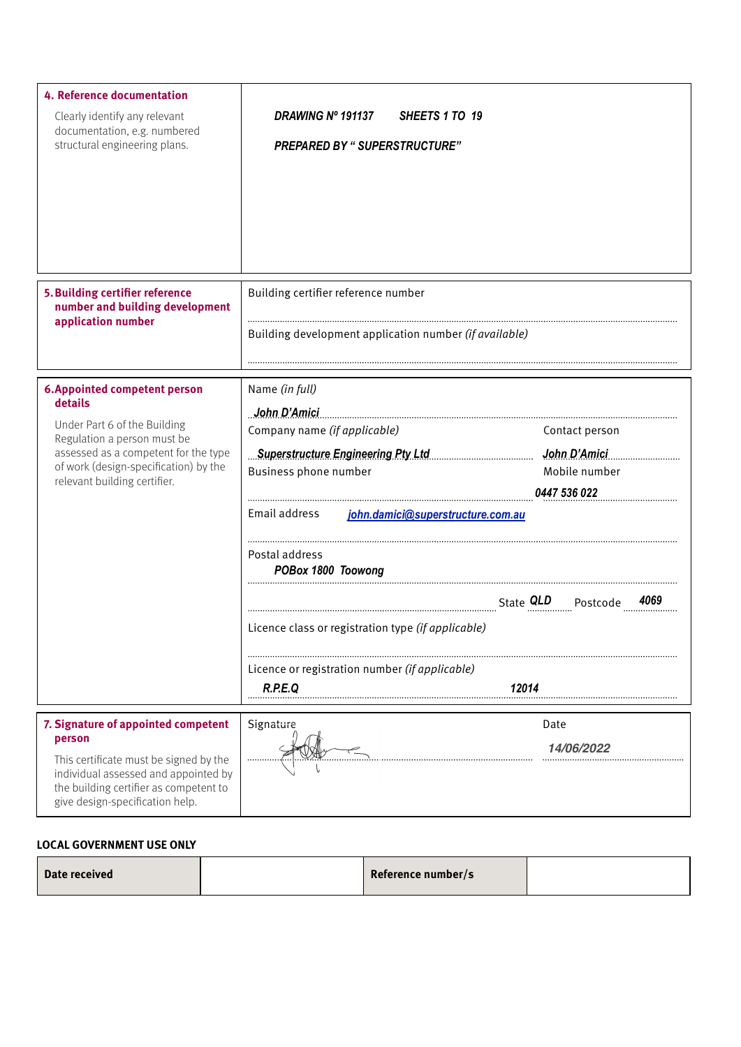## 4. Reference documentation

Clearly identify any relevant documentation, e.g. numbered structural engineering plans.

*DRAWING Nº 191137 SHEETS 1 TO 19*

*PREPARED BY " SUPERSTRUCTURE"*

## 5. Building certifier reference number and building development application number

Building certifier reference number

Building development application number *(if available)*

## 6. Appointed competent person details

Under Part 6 of the Building Regulation a person must be assessed as a competent for the type of work (design-specification) by the relevant building certifier.

Name *(in full)*

*John D'Amici*

Company name *(if applicable)*: *Superstructure Engineering Pty Ltd*

Contact person: *John D'Amici*

Business phone number

Mobile number: *0447 536 022*

Email address: *john.damici@superstructure.com.au*

Postal address

*POBox 1800 Toowong*

State *QLD* Postcode *4069*

Licence class or registration type *(if applicable)*

Licence or registration number *(if applicable)*

*R.P.E.Q* *12014*

## 7. Signature of appointed competent person

This certificate must be signed by the individual assessed and appointed by the building certifier as competent to give design-specification help.

Signature: [signature]

Date: *14/06/2022*

**LOCAL GOVERNMENT USE ONLY**

| | | | |
|---|---|---|---|
| **Date received** | | **Reference number/s** | |